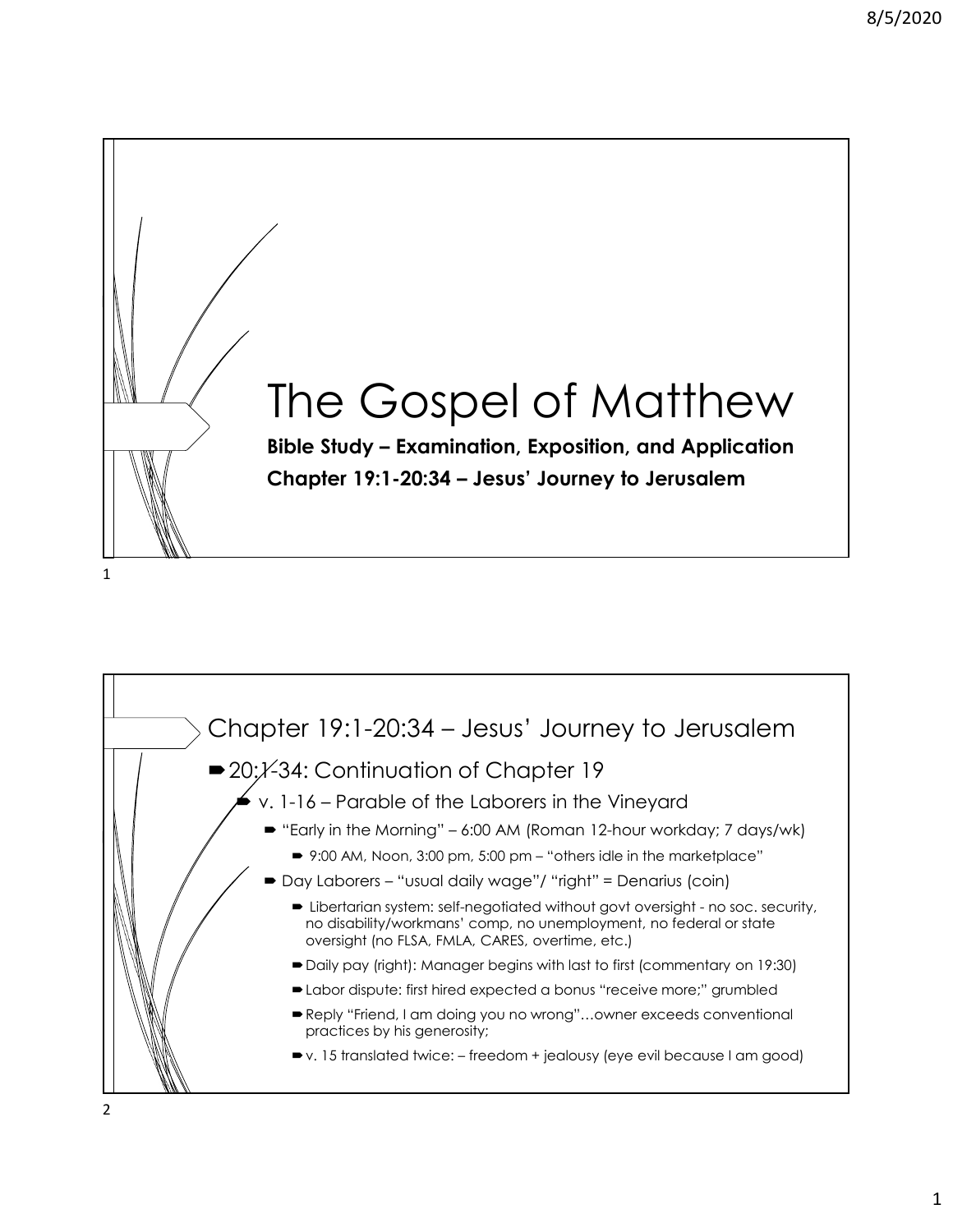# The Gospel of Matthew

**Bible Study – Examination, Exposition, and Application**

**Chapter 19:1-20:34 – Jesus' Journey to Jerusalem**

## Chapter 19:1-20:34 – Jesus' Journey to Jerusalem

- 20:1-34: Continuation of Chapter 19
  - v. 1-16 – Parable of the Laborers in the Vineyard
    - "Early in the Morning" – 6:00 AM (Roman 12-hour workday; 7 days/wk)
      - 9:00 AM, Noon, 3:00 pm, 5:00 pm – "others idle in the marketplace"
    - Day Laborers – "usual daily wage"/ "right" = Denarius (coin)
      - Libertarian system: self-negotiated without govt oversight - no soc. security, no disability/workmans' comp, no unemployment, no federal or state oversight (no FLSA, FMLA, CARES, overtime, etc.)
      - Daily pay (right): Manager begins with last to first (commentary on 19:30)
      - Labor dispute: first hired expected a bonus "receive more;" grumbled
      - Reply "Friend, I am doing you no wrong"…owner exceeds conventional practices by his generosity;
      - v. 15 translated twice: – freedom + jealousy (eye evil because I am good)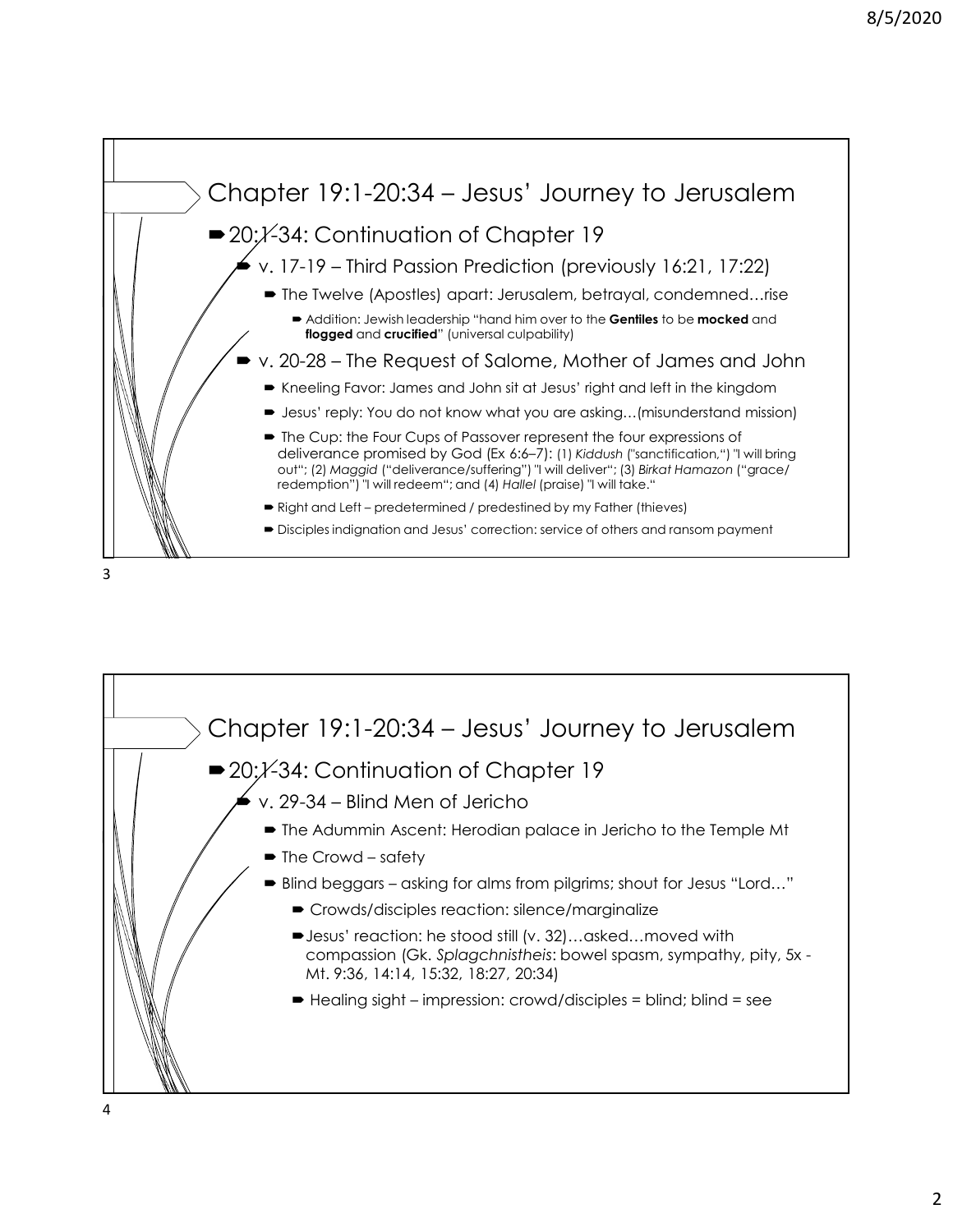## Chapter 19:1-20:34 – Jesus' Journey to Jerusalem

- 20:1-34: Continuation of Chapter 19
  - v. 17-19 – Third Passion Prediction (previously 16:21, 17:22)
    - The Twelve (Apostles) apart: Jerusalem, betrayal, condemned…rise
      - Addition: Jewish leadership "hand him over to the **Gentiles** to be **mocked** and **flogged** and **crucified**" (universal culpability)
  - v. 20-28 – The Request of Salome, Mother of James and John
    - Kneeling Favor: James and John sit at Jesus' right and left in the kingdom
    - Jesus' reply: You do not know what you are asking…(misunderstand mission)
    - The Cup: the Four Cups of Passover represent the four expressions of deliverance promised by God (Ex 6:6–7): (1) *Kiddush* ("sanctification,") "I will bring out"; (2) *Maggid* ("deliverance/suffering") "I will deliver"; (3) *Birkat Hamazon* ("grace/ redemption") "I will redeem"; and (4) *Hallel* (praise) "I will take."
    - Right and Left – predetermined / predestined by my Father (thieves)
    - Disciples indignation and Jesus' correction: service of others and ransom payment

## Chapter 19:1-20:34 – Jesus' Journey to Jerusalem

- 20:1-34: Continuation of Chapter 19
  - v. 29-34 – Blind Men of Jericho
    - The Adummin Ascent: Herodian palace in Jericho to the Temple Mt
    - The Crowd – safety
    - Blind beggars – asking for alms from pilgrims; shout for Jesus "Lord…"
      - Crowds/disciples reaction: silence/marginalize
      - Jesus' reaction: he stood still (v. 32)…asked…moved with compassion (Gk. *Splagchnistheis*: bowel spasm, sympathy, pity, 5x - Mt. 9:36, 14:14, 15:32, 18:27, 20:34)
      - Healing sight – impression: crowd/disciples = blind; blind = see